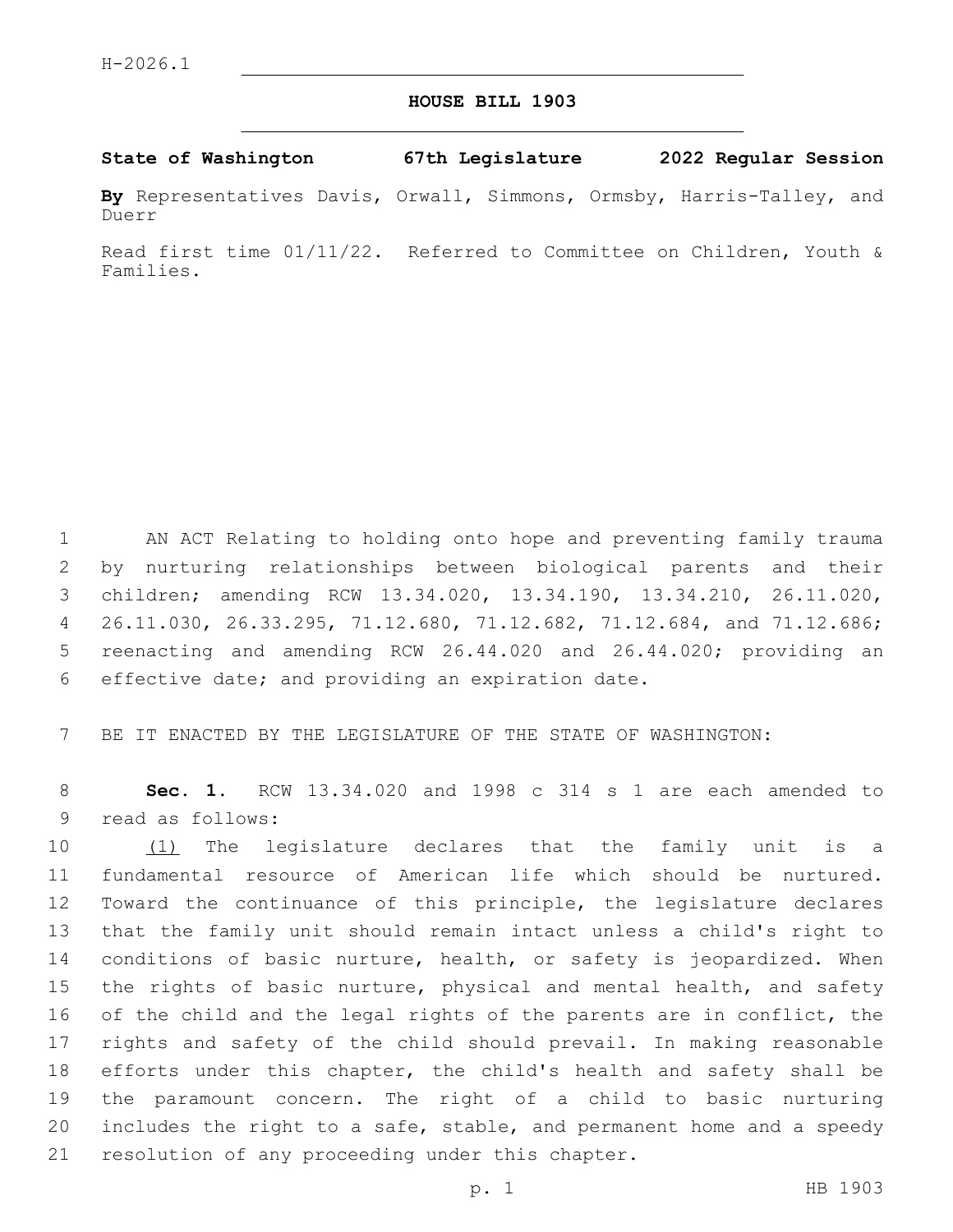H-2026.1

# HOUSE BILL 1903

**State of Washington 67th Legislature 2022 Regular Session**

**By** Representatives Davis, Orwall, Simmons, Ormsby, Harris-Talley, and Duerr

Read first time 01/11/22. Referred to Committee on Children, Youth & Families.

AN ACT Relating to holding onto hope and preventing family trauma by nurturing relationships between biological parents and their children; amending RCW 13.34.020, 13.34.190, 13.34.210, 26.11.020, 26.11.030, 26.33.295, 71.12.680, 71.12.682, 71.12.684, and 71.12.686; reenacting and amending RCW 26.44.020 and 26.44.020; providing an effective date; and providing an expiration date.

BE IT ENACTED BY THE LEGISLATURE OF THE STATE OF WASHINGTON:

**Sec. 1.** RCW 13.34.020 and 1998 c 314 s 1 are each amended to read as follows:

(1) The legislature declares that the family unit is a fundamental resource of American life which should be nurtured. Toward the continuance of this principle, the legislature declares that the family unit should remain intact unless a child's right to conditions of basic nurture, health, or safety is jeopardized. When the rights of basic nurture, physical and mental health, and safety of the child and the legal rights of the parents are in conflict, the rights and safety of the child should prevail. In making reasonable efforts under this chapter, the child's health and safety shall be the paramount concern. The right of a child to basic nurturing includes the right to a safe, stable, and permanent home and a speedy resolution of any proceeding under this chapter.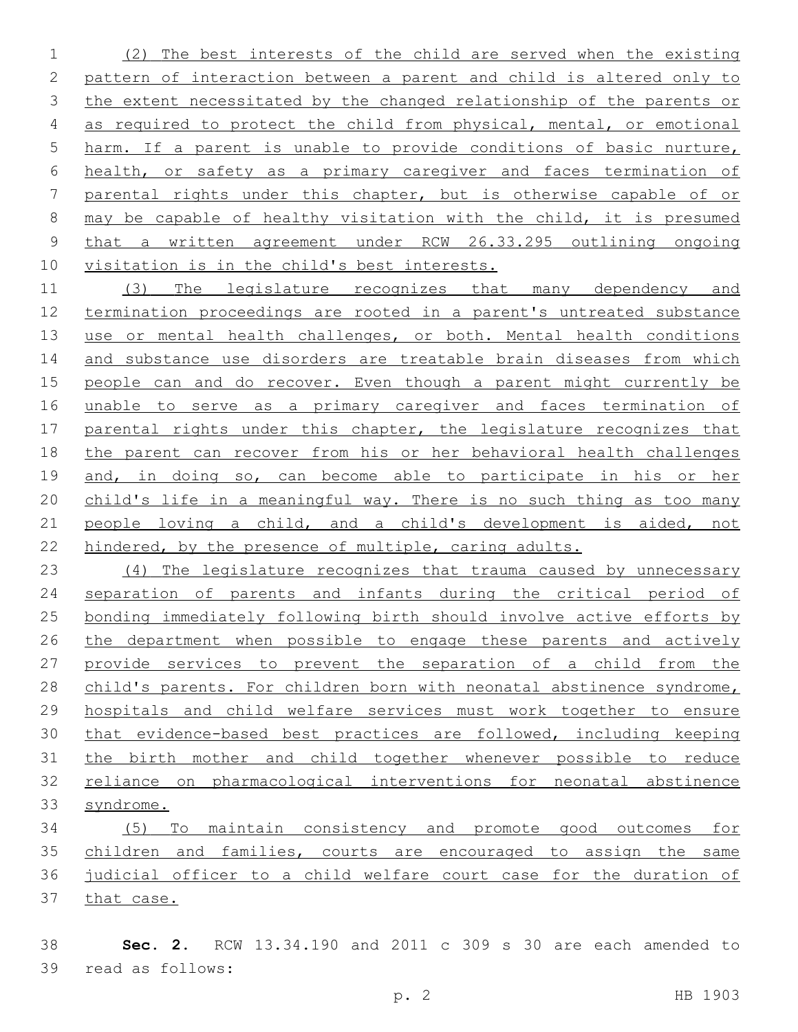(2) The best interests of the child are served when the existing pattern of interaction between a parent and child is altered only to the extent necessitated by the changed relationship of the parents or as required to protect the child from physical, mental, or emotional harm. If a parent is unable to provide conditions of basic nurture, health, or safety as a primary caregiver and faces termination of parental rights under this chapter, but is otherwise capable of or may be capable of healthy visitation with the child, it is presumed that a written agreement under RCW 26.33.295 outlining ongoing visitation is in the child's best interests.

(3) The legislature recognizes that many dependency and termination proceedings are rooted in a parent's untreated substance use or mental health challenges, or both. Mental health conditions and substance use disorders are treatable brain diseases from which people can and do recover. Even though a parent might currently be unable to serve as a primary caregiver and faces termination of parental rights under this chapter, the legislature recognizes that the parent can recover from his or her behavioral health challenges and, in doing so, can become able to participate in his or her child's life in a meaningful way. There is no such thing as too many people loving a child, and a child's development is aided, not hindered, by the presence of multiple, caring adults.

(4) The legislature recognizes that trauma caused by unnecessary separation of parents and infants during the critical period of bonding immediately following birth should involve active efforts by the department when possible to engage these parents and actively provide services to prevent the separation of a child from the child's parents. For children born with neonatal abstinence syndrome, hospitals and child welfare services must work together to ensure that evidence-based best practices are followed, including keeping the birth mother and child together whenever possible to reduce reliance on pharmacological interventions for neonatal abstinence syndrome.

(5) To maintain consistency and promote good outcomes for children and families, courts are encouraged to assign the same judicial officer to a child welfare court case for the duration of that case.

**Sec. 2.** RCW 13.34.190 and 2011 c 309 s 30 are each amended to read as follows: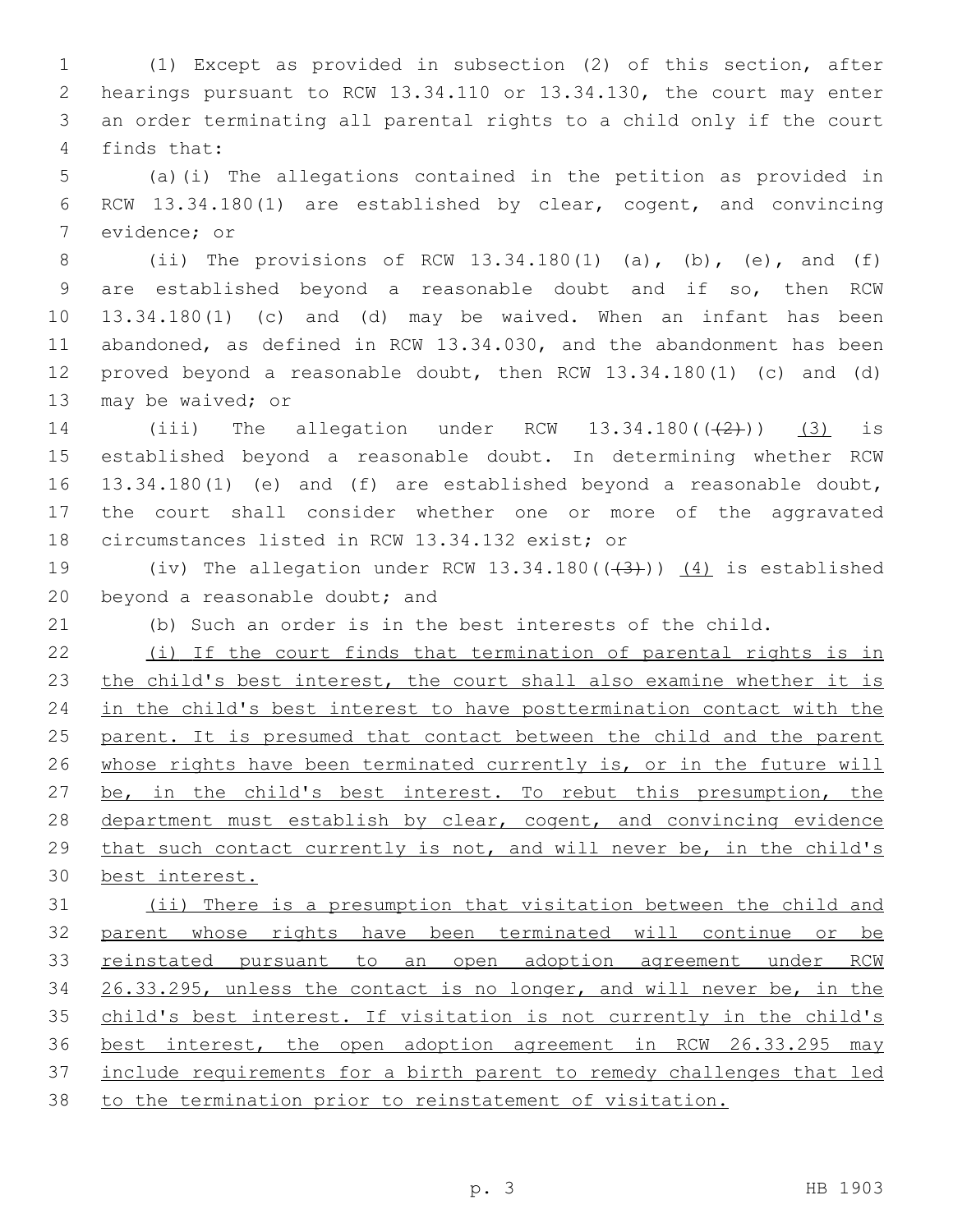(1) Except as provided in subsection (2) of this section, after hearings pursuant to RCW 13.34.110 or 13.34.130, the court may enter an order terminating all parental rights to a child only if the court finds that:

(a)(i) The allegations contained in the petition as provided in RCW 13.34.180(1) are established by clear, cogent, and convincing evidence; or

(ii) The provisions of RCW 13.34.180(1) (a), (b), (e), and (f) are established beyond a reasonable doubt and if so, then RCW 13.34.180(1) (c) and (d) may be waived. When an infant has been abandoned, as defined in RCW 13.34.030, and the abandonment has been proved beyond a reasonable doubt, then RCW 13.34.180(1) (c) and (d) may be waived; or

(iii) The allegation under RCW 13.34.180((~~(2)~~)) <u>(3)</u> is established beyond a reasonable doubt. In determining whether RCW 13.34.180(1) (e) and (f) are established beyond a reasonable doubt, the court shall consider whether one or more of the aggravated circumstances listed in RCW 13.34.132 exist; or

(iv) The allegation under RCW 13.34.180((~~(3)~~)) <u>(4)</u> is established beyond a reasonable doubt; and

(b) Such an order is in the best interests of the child.

<u>(i) If the court finds that termination of parental rights is in the child's best interest, the court shall also examine whether it is in the child's best interest to have posttermination contact with the parent. It is presumed that contact between the child and the parent whose rights have been terminated currently is, or in the future will be, in the child's best interest. To rebut this presumption, the department must establish by clear, cogent, and convincing evidence that such contact currently is not, and will never be, in the child's best interest.</u>

<u>(ii) There is a presumption that visitation between the child and parent whose rights have been terminated will continue or be reinstated pursuant to an open adoption agreement under RCW 26.33.295, unless the contact is no longer, and will never be, in the child's best interest. If visitation is not currently in the child's best interest, the open adoption agreement in RCW 26.33.295 may include requirements for a birth parent to remedy challenges that led to the termination prior to reinstatement of visitation.</u>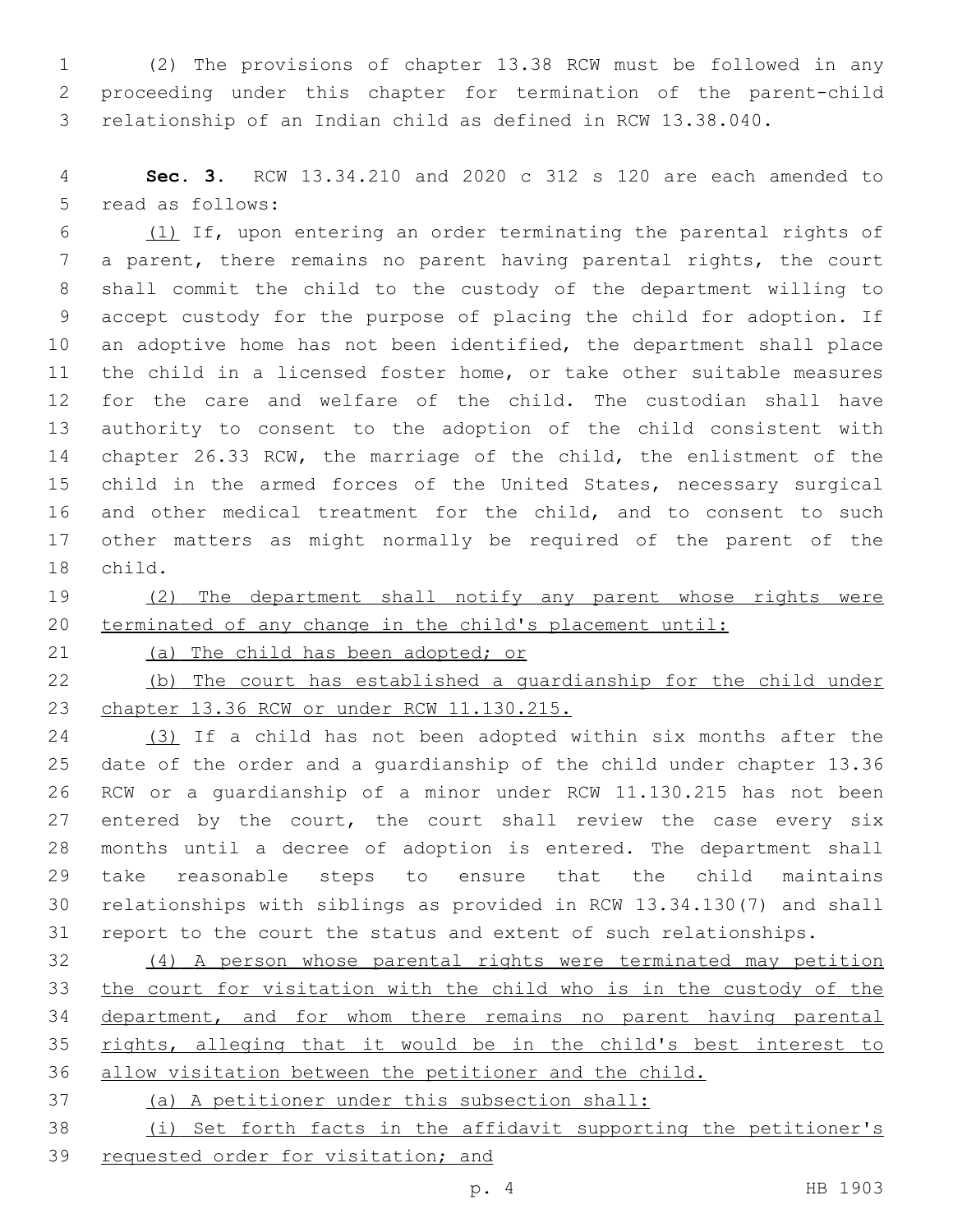(2) The provisions of chapter 13.38 RCW must be followed in any proceeding under this chapter for termination of the parent-child relationship of an Indian child as defined in RCW 13.38.040.

**Sec. 3.** RCW 13.34.210 and 2020 c 312 s 120 are each amended to read as follows:

<u>(1)</u> If, upon entering an order terminating the parental rights of a parent, there remains no parent having parental rights, the court shall commit the child to the custody of the department willing to accept custody for the purpose of placing the child for adoption. If an adoptive home has not been identified, the department shall place the child in a licensed foster home, or take other suitable measures for the care and welfare of the child. The custodian shall have authority to consent to the adoption of the child consistent with chapter 26.33 RCW, the marriage of the child, the enlistment of the child in the armed forces of the United States, necessary surgical and other medical treatment for the child, and to consent to such other matters as might normally be required of the parent of the child.

<u>(2) The department shall notify any parent whose rights were terminated of any change in the child's placement until:</u>

<u>(a) The child has been adopted; or</u>

<u>(b) The court has established a guardianship for the child under chapter 13.36 RCW or under RCW 11.130.215.</u>

<u>(3)</u> If a child has not been adopted within six months after the date of the order and a guardianship of the child under chapter 13.36 RCW or a guardianship of a minor under RCW 11.130.215 has not been entered by the court, the court shall review the case every six months until a decree of adoption is entered. The department shall take reasonable steps to ensure that the child maintains relationships with siblings as provided in RCW 13.34.130(7) and shall report to the court the status and extent of such relationships.

<u>(4) A person whose parental rights were terminated may petition the court for visitation with the child who is in the custody of the department, and for whom there remains no parent having parental rights, alleging that it would be in the child's best interest to allow visitation between the petitioner and the child.</u>

<u>(a) A petitioner under this subsection shall:</u>

<u>(i) Set forth facts in the affidavit supporting the petitioner's requested order for visitation; and</u>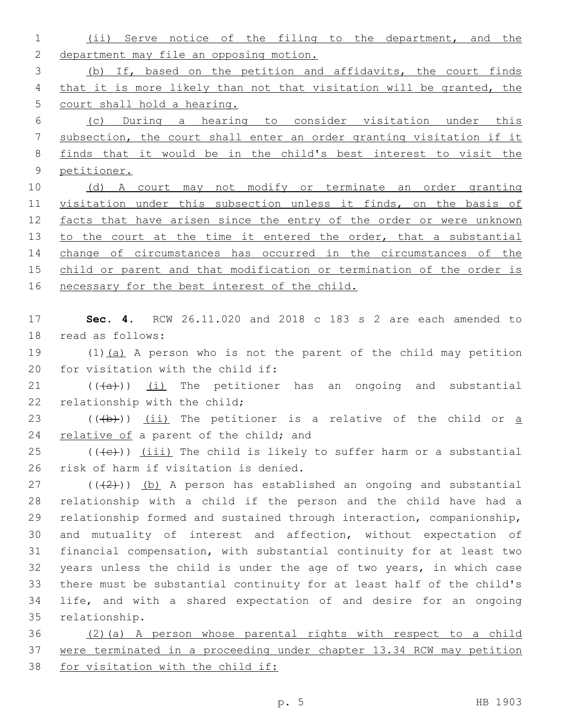(ii) Serve notice of the filing to the department, and the department may file an opposing motion.

(b) If, based on the petition and affidavits, the court finds that it is more likely than not that visitation will be granted, the court shall hold a hearing.

(c) During a hearing to consider visitation under this subsection, the court shall enter an order granting visitation if it finds that it would be in the child's best interest to visit the petitioner.

(d) A court may not modify or terminate an order granting visitation under this subsection unless it finds, on the basis of facts that have arisen since the entry of the order or were unknown to the court at the time it entered the order, that a substantial change of circumstances has occurred in the circumstances of the child or parent and that modification or termination of the order is necessary for the best interest of the child.

**Sec. 4.** RCW 26.11.020 and 2018 c 183 s 2 are each amended to read as follows:

(1)(a) A person who is not the parent of the child may petition for visitation with the child if:

(((a))) (i) The petitioner has an ongoing and substantial relationship with the child;

(((b))) (ii) The petitioner is a relative of the child or a relative of a parent of the child; and

(((c))) (iii) The child is likely to suffer harm or a substantial risk of harm if visitation is denied.

(((2))) (b) A person has established an ongoing and substantial relationship with a child if the person and the child have had a relationship formed and sustained through interaction, companionship, and mutuality of interest and affection, without expectation of financial compensation, with substantial continuity for at least two years unless the child is under the age of two years, in which case there must be substantial continuity for at least half of the child's life, and with a shared expectation of and desire for an ongoing relationship.

(2)(a) A person whose parental rights with respect to a child were terminated in a proceeding under chapter 13.34 RCW may petition for visitation with the child if: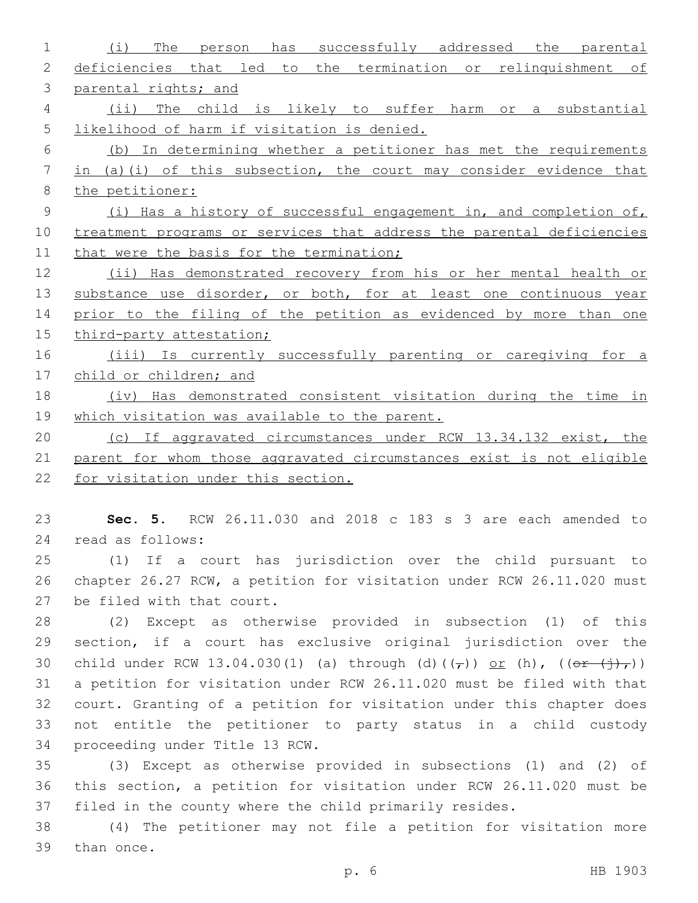(i) The person has successfully addressed the parental deficiencies that led to the termination or relinquishment of parental rights; and

(ii) The child is likely to suffer harm or a substantial likelihood of harm if visitation is denied.

(b) In determining whether a petitioner has met the requirements in (a)(i) of this subsection, the court may consider evidence that the petitioner:

(i) Has a history of successful engagement in, and completion of, treatment programs or services that address the parental deficiencies that were the basis for the termination;

(ii) Has demonstrated recovery from his or her mental health or substance use disorder, or both, for at least one continuous year prior to the filing of the petition as evidenced by more than one third-party attestation;

(iii) Is currently successfully parenting or caregiving for a child or children; and

(iv) Has demonstrated consistent visitation during the time in which visitation was available to the parent.

(c) If aggravated circumstances under RCW 13.34.132 exist, the parent for whom those aggravated circumstances exist is not eligible for visitation under this section.

**Sec. 5.** RCW 26.11.030 and 2018 c 183 s 3 are each amended to read as follows:

(1) If a court has jurisdiction over the child pursuant to chapter 26.27 RCW, a petition for visitation under RCW 26.11.020 must be filed with that court.

(2) Except as otherwise provided in subsection (1) of this section, if a court has exclusive original jurisdiction over the child under RCW 13.04.030(1) (a) through (d)((,)) or (h), ((or (j),)) a petition for visitation under RCW 26.11.020 must be filed with that court. Granting of a petition for visitation under this chapter does not entitle the petitioner to party status in a child custody proceeding under Title 13 RCW.

(3) Except as otherwise provided in subsections (1) and (2) of this section, a petition for visitation under RCW 26.11.020 must be filed in the county where the child primarily resides.

(4) The petitioner may not file a petition for visitation more than once.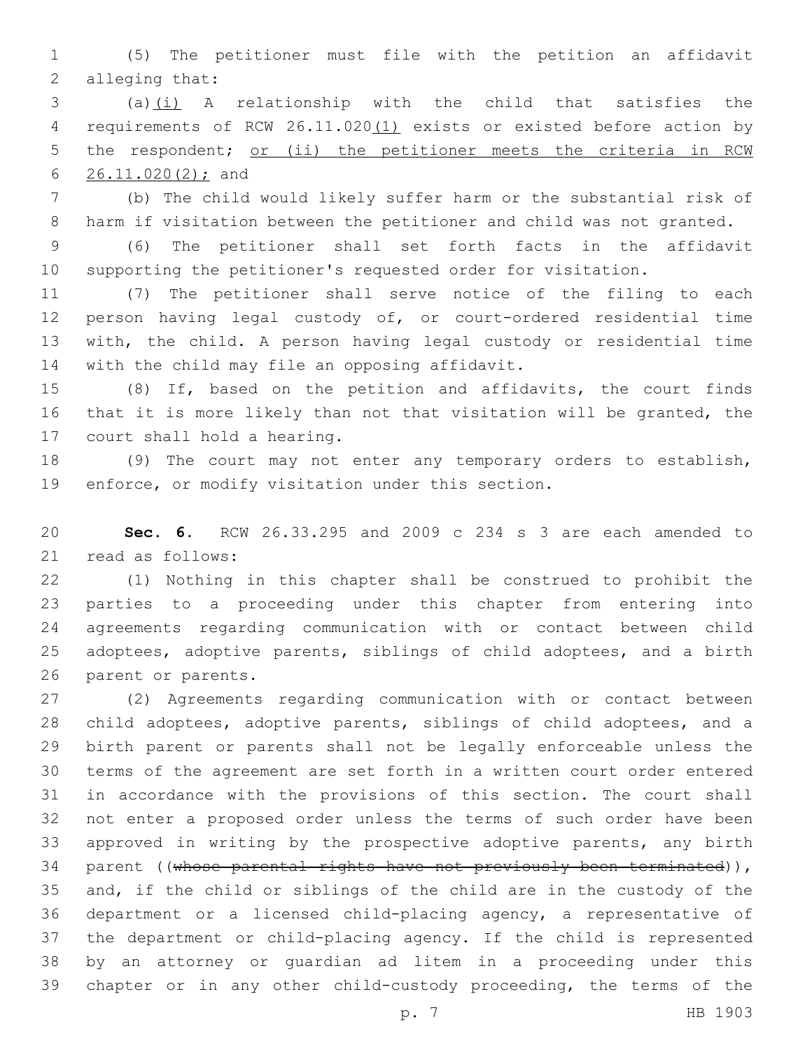(5) The petitioner must file with the petition an affidavit alleging that:

(a)(i) A relationship with the child that satisfies the requirements of RCW 26.11.020(1) exists or existed before action by the respondent; or (ii) the petitioner meets the criteria in RCW 26.11.020(2); and

(b) The child would likely suffer harm or the substantial risk of harm if visitation between the petitioner and child was not granted.

(6) The petitioner shall set forth facts in the affidavit supporting the petitioner's requested order for visitation.

(7) The petitioner shall serve notice of the filing to each person having legal custody of, or court-ordered residential time with, the child. A person having legal custody or residential time with the child may file an opposing affidavit.

(8) If, based on the petition and affidavits, the court finds that it is more likely than not that visitation will be granted, the court shall hold a hearing.

(9) The court may not enter any temporary orders to establish, enforce, or modify visitation under this section.

**Sec. 6.** RCW 26.33.295 and 2009 c 234 s 3 are each amended to read as follows:

(1) Nothing in this chapter shall be construed to prohibit the parties to a proceeding under this chapter from entering into agreements regarding communication with or contact between child adoptees, adoptive parents, siblings of child adoptees, and a birth parent or parents.

(2) Agreements regarding communication with or contact between child adoptees, adoptive parents, siblings of child adoptees, and a birth parent or parents shall not be legally enforceable unless the terms of the agreement are set forth in a written court order entered in accordance with the provisions of this section. The court shall not enter a proposed order unless the terms of such order have been approved in writing by the prospective adoptive parents, any birth parent ((~~whose parental rights have not previously been terminated~~)), and, if the child or siblings of the child are in the custody of the department or a licensed child-placing agency, a representative of the department or child-placing agency. If the child is represented by an attorney or guardian ad litem in a proceeding under this chapter or in any other child-custody proceeding, the terms of the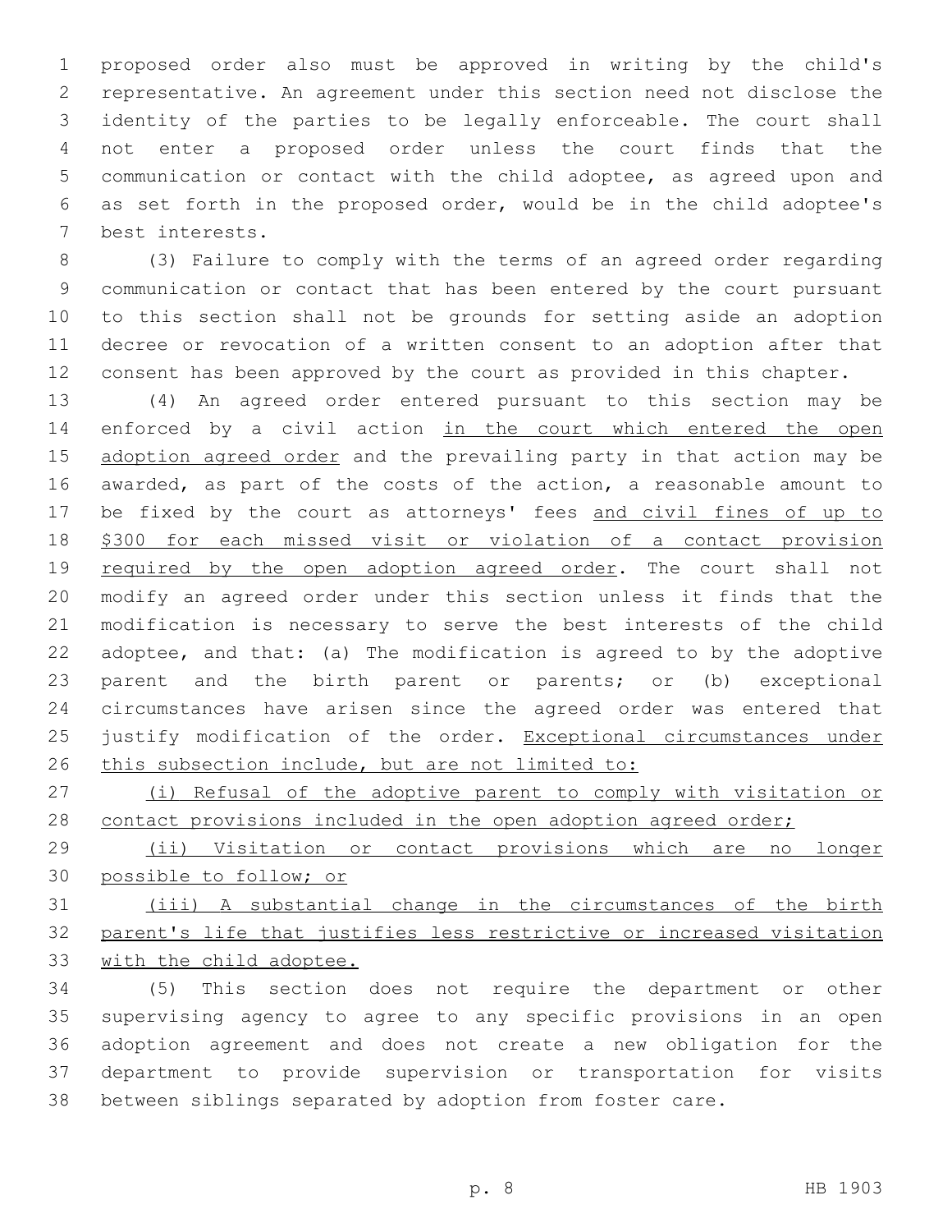proposed order also must be approved in writing by the child's representative. An agreement under this section need not disclose the identity of the parties to be legally enforceable. The court shall not enter a proposed order unless the court finds that the communication or contact with the child adoptee, as agreed upon and as set forth in the proposed order, would be in the child adoptee's best interests.

(3) Failure to comply with the terms of an agreed order regarding communication or contact that has been entered by the court pursuant to this section shall not be grounds for setting aside an adoption decree or revocation of a written consent to an adoption after that consent has been approved by the court as provided in this chapter.

(4) An agreed order entered pursuant to this section may be enforced by a civil action <u>in the court which entered the open adoption agreed order</u> and the prevailing party in that action may be awarded, as part of the costs of the action, a reasonable amount to be fixed by the court as attorneys' fees <u>and civil fines of up to $300 for each missed visit or violation of a contact provision required by the open adoption agreed order</u>. The court shall not modify an agreed order under this section unless it finds that the modification is necessary to serve the best interests of the child adoptee, and that: (a) The modification is agreed to by the adoptive parent and the birth parent or parents; or (b) exceptional circumstances have arisen since the agreed order was entered that justify modification of the order. <u>Exceptional circumstances under this subsection include, but are not limited to:</u>

<u>(i) Refusal of the adoptive parent to comply with visitation or contact provisions included in the open adoption agreed order;</u>

<u>(ii) Visitation or contact provisions which are no longer possible to follow; or</u>

<u>(iii) A substantial change in the circumstances of the birth parent's life that justifies less restrictive or increased visitation with the child adoptee.</u>

(5) This section does not require the department or other supervising agency to agree to any specific provisions in an open adoption agreement and does not create a new obligation for the department to provide supervision or transportation for visits between siblings separated by adoption from foster care.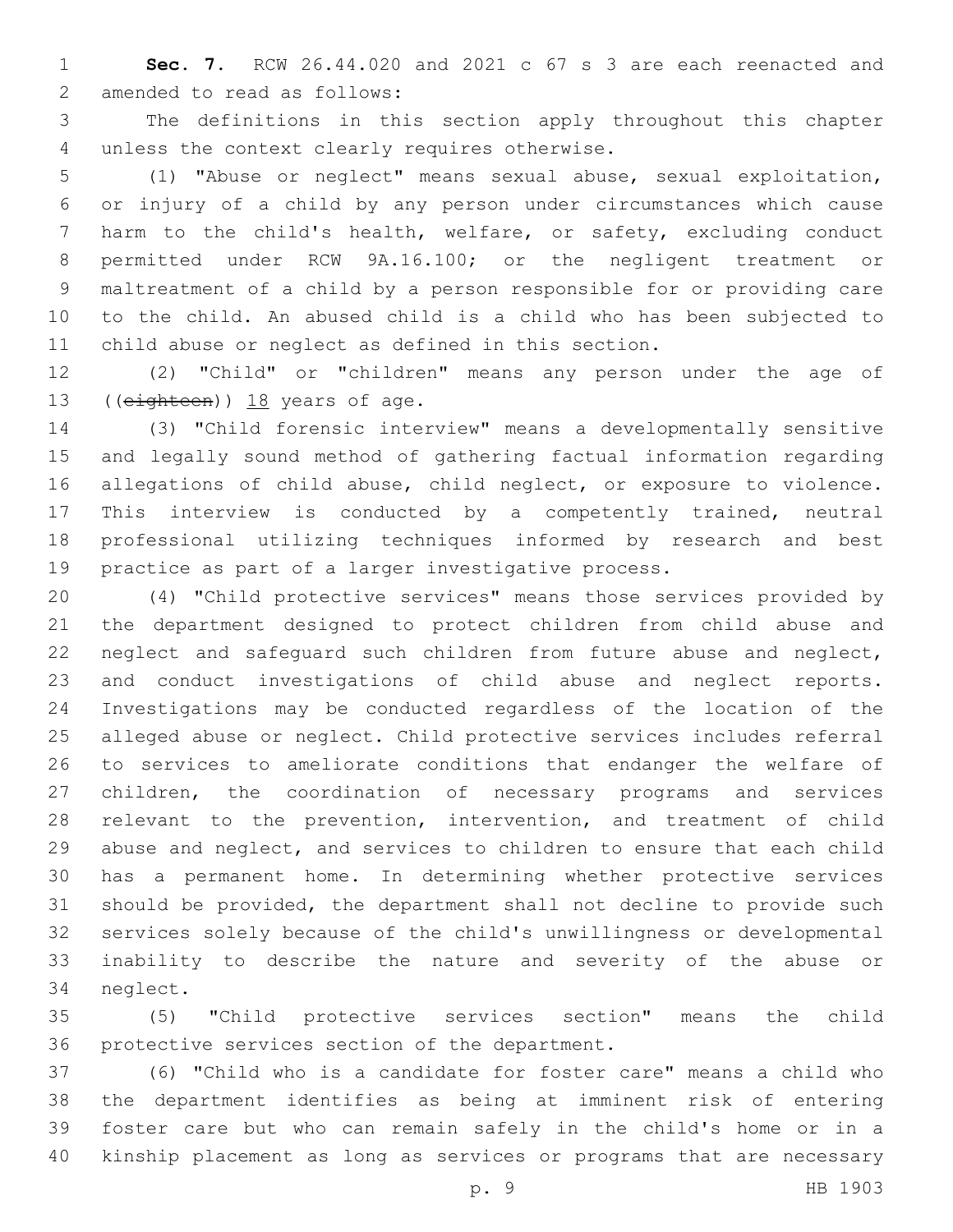**Sec. 7.** RCW 26.44.020 and 2021 c 67 s 3 are each reenacted and amended to read as follows:

The definitions in this section apply throughout this chapter unless the context clearly requires otherwise.

(1) "Abuse or neglect" means sexual abuse, sexual exploitation, or injury of a child by any person under circumstances which cause harm to the child's health, welfare, or safety, excluding conduct permitted under RCW 9A.16.100; or the negligent treatment or maltreatment of a child by a person responsible for or providing care to the child. An abused child is a child who has been subjected to child abuse or neglect as defined in this section.

(2) "Child" or "children" means any person under the age of ((~~eighteen~~)) 18 years of age.

(3) "Child forensic interview" means a developmentally sensitive and legally sound method of gathering factual information regarding allegations of child abuse, child neglect, or exposure to violence. This interview is conducted by a competently trained, neutral professional utilizing techniques informed by research and best practice as part of a larger investigative process.

(4) "Child protective services" means those services provided by the department designed to protect children from child abuse and neglect and safeguard such children from future abuse and neglect, and conduct investigations of child abuse and neglect reports. Investigations may be conducted regardless of the location of the alleged abuse or neglect. Child protective services includes referral to services to ameliorate conditions that endanger the welfare of children, the coordination of necessary programs and services relevant to the prevention, intervention, and treatment of child abuse and neglect, and services to children to ensure that each child has a permanent home. In determining whether protective services should be provided, the department shall not decline to provide such services solely because of the child's unwillingness or developmental inability to describe the nature and severity of the abuse or neglect.

(5) "Child protective services section" means the child protective services section of the department.

(6) "Child who is a candidate for foster care" means a child who the department identifies as being at imminent risk of entering foster care but who can remain safely in the child's home or in a kinship placement as long as services or programs that are necessary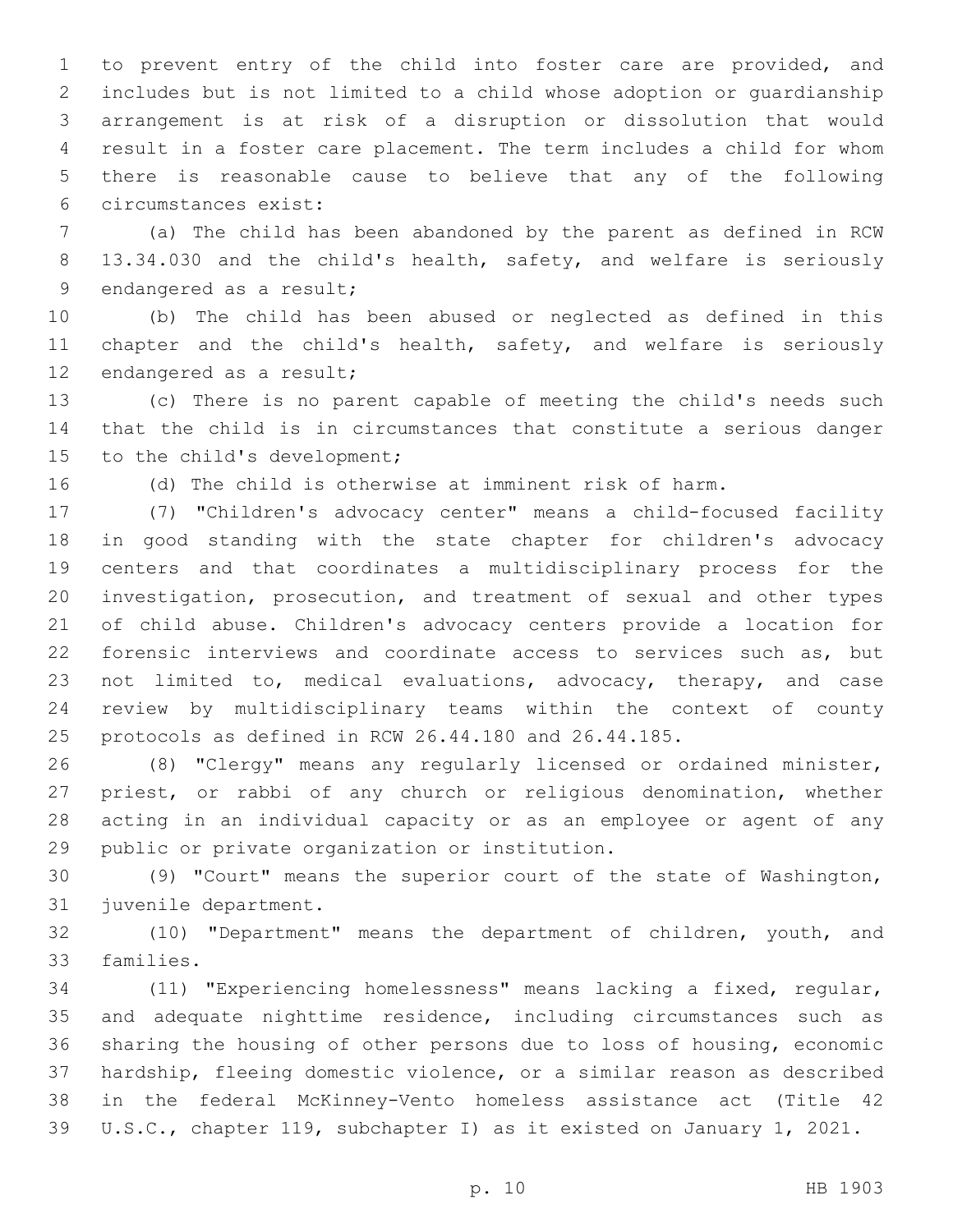to prevent entry of the child into foster care are provided, and includes but is not limited to a child whose adoption or guardianship arrangement is at risk of a disruption or dissolution that would result in a foster care placement. The term includes a child for whom there is reasonable cause to believe that any of the following circumstances exist:

(a) The child has been abandoned by the parent as defined in RCW 13.34.030 and the child's health, safety, and welfare is seriously endangered as a result;

(b) The child has been abused or neglected as defined in this chapter and the child's health, safety, and welfare is seriously endangered as a result;

(c) There is no parent capable of meeting the child's needs such that the child is in circumstances that constitute a serious danger to the child's development;

(d) The child is otherwise at imminent risk of harm.

(7) "Children's advocacy center" means a child-focused facility in good standing with the state chapter for children's advocacy centers and that coordinates a multidisciplinary process for the investigation, prosecution, and treatment of sexual and other types of child abuse. Children's advocacy centers provide a location for forensic interviews and coordinate access to services such as, but not limited to, medical evaluations, advocacy, therapy, and case review by multidisciplinary teams within the context of county protocols as defined in RCW 26.44.180 and 26.44.185.

(8) "Clergy" means any regularly licensed or ordained minister, priest, or rabbi of any church or religious denomination, whether acting in an individual capacity or as an employee or agent of any public or private organization or institution.

(9) "Court" means the superior court of the state of Washington, juvenile department.

(10) "Department" means the department of children, youth, and families.

(11) "Experiencing homelessness" means lacking a fixed, regular, and adequate nighttime residence, including circumstances such as sharing the housing of other persons due to loss of housing, economic hardship, fleeing domestic violence, or a similar reason as described in the federal McKinney-Vento homeless assistance act (Title 42 U.S.C., chapter 119, subchapter I) as it existed on January 1, 2021.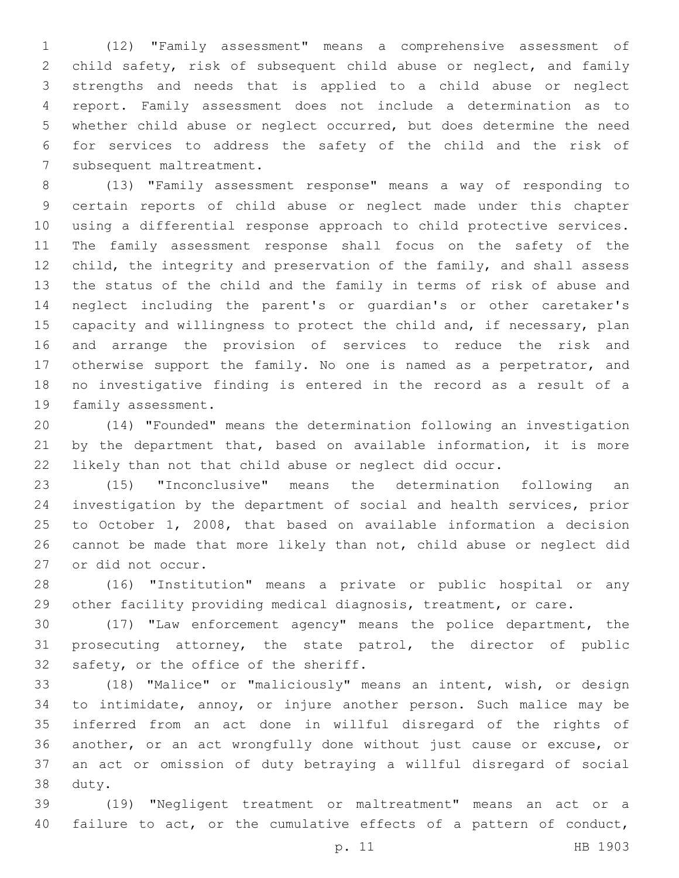(12) "Family assessment" means a comprehensive assessment of child safety, risk of subsequent child abuse or neglect, and family strengths and needs that is applied to a child abuse or neglect report. Family assessment does not include a determination as to whether child abuse or neglect occurred, but does determine the need for services to address the safety of the child and the risk of subsequent maltreatment.

(13) "Family assessment response" means a way of responding to certain reports of child abuse or neglect made under this chapter using a differential response approach to child protective services. The family assessment response shall focus on the safety of the child, the integrity and preservation of the family, and shall assess the status of the child and the family in terms of risk of abuse and neglect including the parent's or guardian's or other caretaker's capacity and willingness to protect the child and, if necessary, plan and arrange the provision of services to reduce the risk and otherwise support the family. No one is named as a perpetrator, and no investigative finding is entered in the record as a result of a family assessment.

(14) "Founded" means the determination following an investigation by the department that, based on available information, it is more likely than not that child abuse or neglect did occur.

(15) "Inconclusive" means the determination following an investigation by the department of social and health services, prior to October 1, 2008, that based on available information a decision cannot be made that more likely than not, child abuse or neglect did or did not occur.

(16) "Institution" means a private or public hospital or any other facility providing medical diagnosis, treatment, or care.

(17) "Law enforcement agency" means the police department, the prosecuting attorney, the state patrol, the director of public safety, or the office of the sheriff.

(18) "Malice" or "maliciously" means an intent, wish, or design to intimidate, annoy, or injure another person. Such malice may be inferred from an act done in willful disregard of the rights of another, or an act wrongfully done without just cause or excuse, or an act or omission of duty betraying a willful disregard of social duty.

(19) "Negligent treatment or maltreatment" means an act or a failure to act, or the cumulative effects of a pattern of conduct,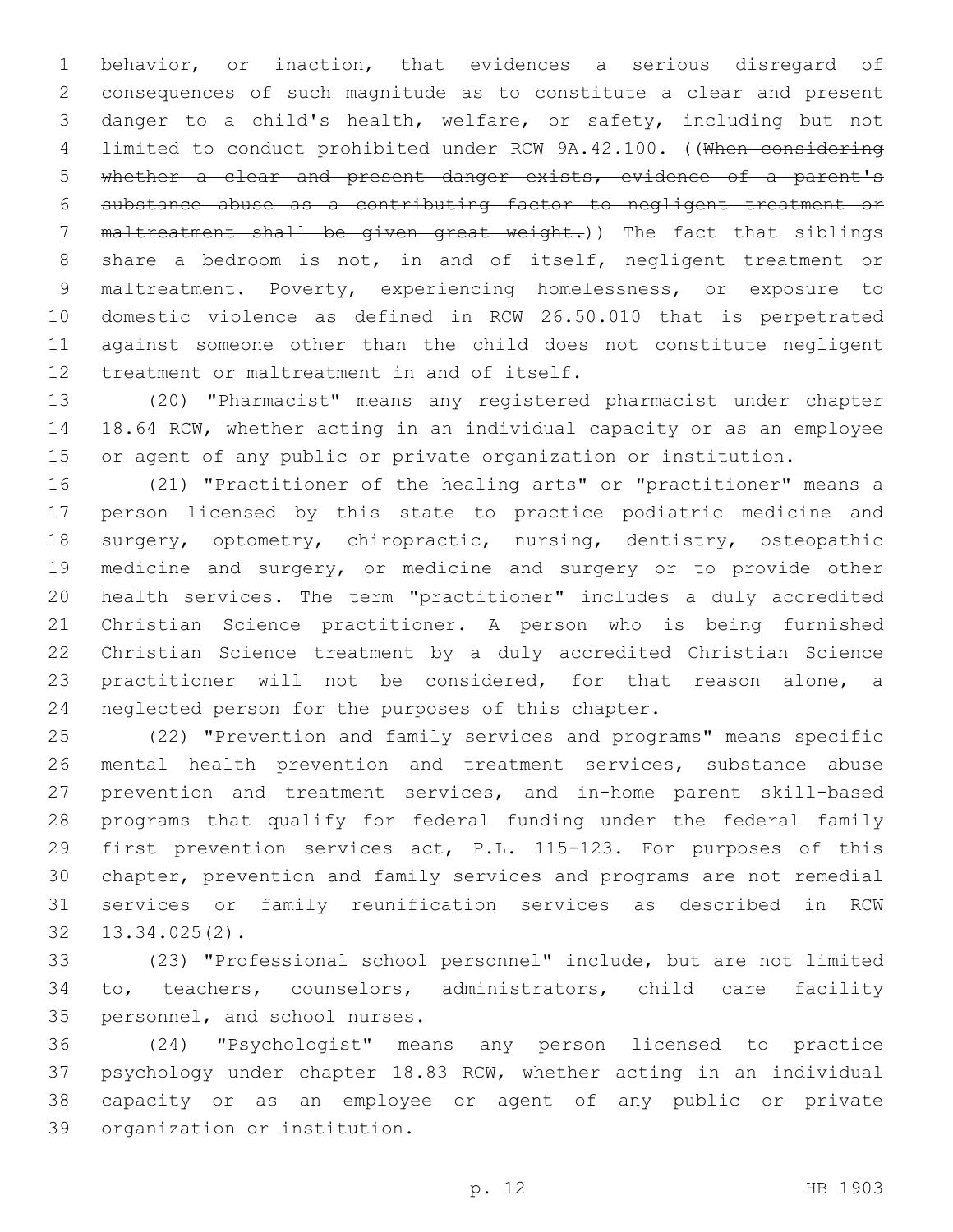behavior, or inaction, that evidences a serious disregard of consequences of such magnitude as to constitute a clear and present danger to a child's health, welfare, or safety, including but not limited to conduct prohibited under RCW 9A.42.100. ((~~When considering whether a clear and present danger exists, evidence of a parent's substance abuse as a contributing factor to negligent treatment or maltreatment shall be given great weight.~~)) The fact that siblings share a bedroom is not, in and of itself, negligent treatment or maltreatment. Poverty, experiencing homelessness, or exposure to domestic violence as defined in RCW 26.50.010 that is perpetrated against someone other than the child does not constitute negligent treatment or maltreatment in and of itself.

(20) "Pharmacist" means any registered pharmacist under chapter 18.64 RCW, whether acting in an individual capacity or as an employee or agent of any public or private organization or institution.

(21) "Practitioner of the healing arts" or "practitioner" means a person licensed by this state to practice podiatric medicine and surgery, optometry, chiropractic, nursing, dentistry, osteopathic medicine and surgery, or medicine and surgery or to provide other health services. The term "practitioner" includes a duly accredited Christian Science practitioner. A person who is being furnished Christian Science treatment by a duly accredited Christian Science practitioner will not be considered, for that reason alone, a neglected person for the purposes of this chapter.

(22) "Prevention and family services and programs" means specific mental health prevention and treatment services, substance abuse prevention and treatment services, and in-home parent skill-based programs that qualify for federal funding under the federal family first prevention services act, P.L. 115-123. For purposes of this chapter, prevention and family services and programs are not remedial services or family reunification services as described in RCW 13.34.025(2).

(23) "Professional school personnel" include, but are not limited to, teachers, counselors, administrators, child care facility personnel, and school nurses.

(24) "Psychologist" means any person licensed to practice psychology under chapter 18.83 RCW, whether acting in an individual capacity or as an employee or agent of any public or private organization or institution.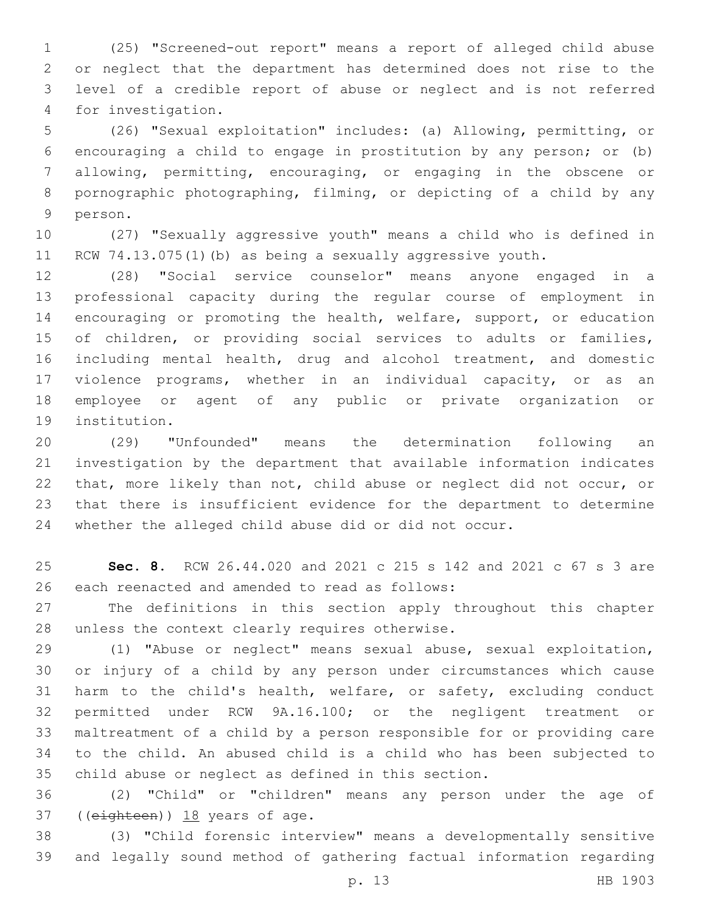(25) "Screened-out report" means a report of alleged child abuse or neglect that the department has determined does not rise to the level of a credible report of abuse or neglect and is not referred for investigation.

(26) "Sexual exploitation" includes: (a) Allowing, permitting, or encouraging a child to engage in prostitution by any person; or (b) allowing, permitting, encouraging, or engaging in the obscene or pornographic photographing, filming, or depicting of a child by any person.

(27) "Sexually aggressive youth" means a child who is defined in RCW 74.13.075(1)(b) as being a sexually aggressive youth.

(28) "Social service counselor" means anyone engaged in a professional capacity during the regular course of employment in encouraging or promoting the health, welfare, support, or education of children, or providing social services to adults or families, including mental health, drug and alcohol treatment, and domestic violence programs, whether in an individual capacity, or as an employee or agent of any public or private organization or institution.

(29) "Unfounded" means the determination following an investigation by the department that available information indicates that, more likely than not, child abuse or neglect did not occur, or that there is insufficient evidence for the department to determine whether the alleged child abuse did or did not occur.

**Sec. 8.** RCW 26.44.020 and 2021 c 215 s 142 and 2021 c 67 s 3 are each reenacted and amended to read as follows:

The definitions in this section apply throughout this chapter unless the context clearly requires otherwise.

(1) "Abuse or neglect" means sexual abuse, sexual exploitation, or injury of a child by any person under circumstances which cause harm to the child's health, welfare, or safety, excluding conduct permitted under RCW 9A.16.100; or the negligent treatment or maltreatment of a child by a person responsible for or providing care to the child. An abused child is a child who has been subjected to child abuse or neglect as defined in this section.

(2) "Child" or "children" means any person under the age of ((~~eighteen~~)) <u>18</u> years of age.

(3) "Child forensic interview" means a developmentally sensitive and legally sound method of gathering factual information regarding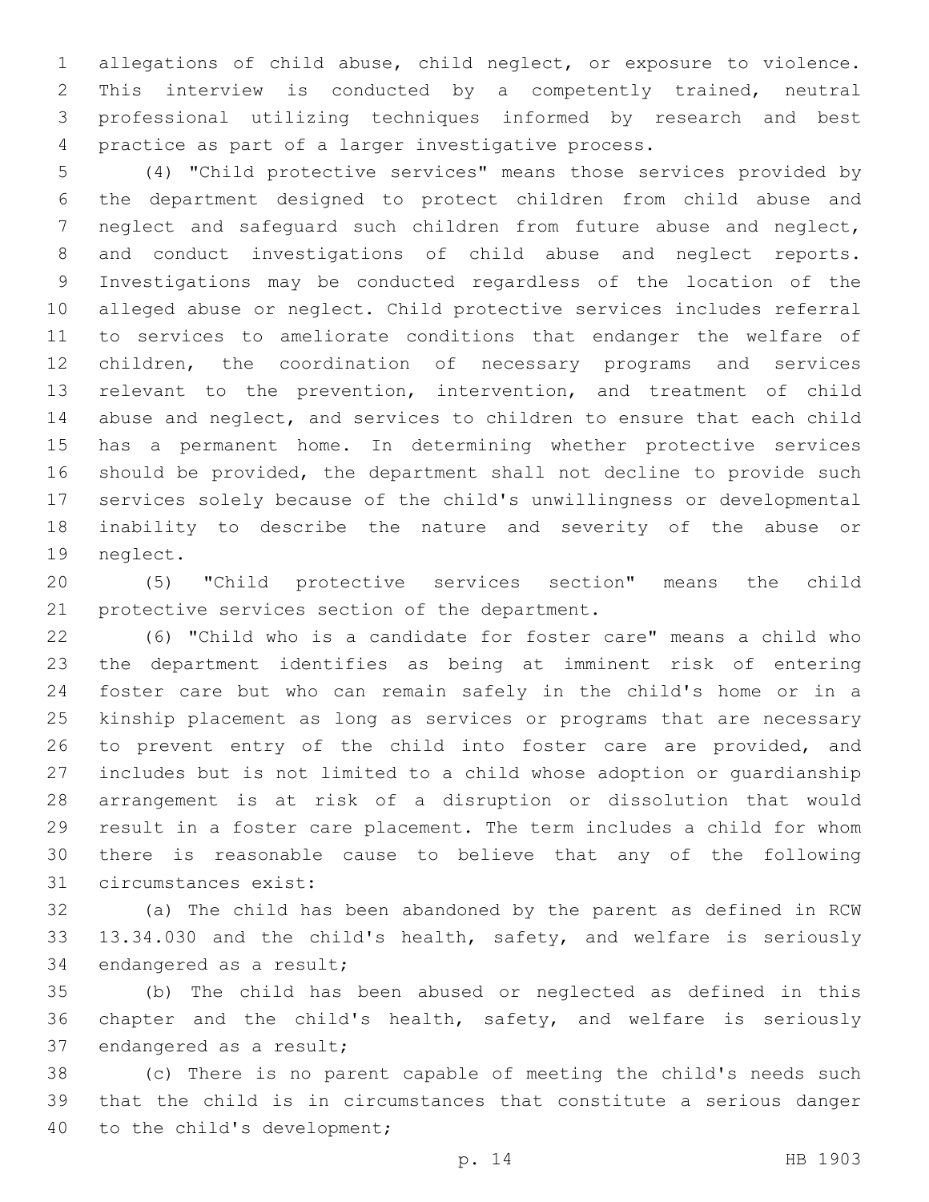allegations of child abuse, child neglect, or exposure to violence. This interview is conducted by a competently trained, neutral professional utilizing techniques informed by research and best practice as part of a larger investigative process.

(4) "Child protective services" means those services provided by the department designed to protect children from child abuse and neglect and safeguard such children from future abuse and neglect, and conduct investigations of child abuse and neglect reports. Investigations may be conducted regardless of the location of the alleged abuse or neglect. Child protective services includes referral to services to ameliorate conditions that endanger the welfare of children, the coordination of necessary programs and services relevant to the prevention, intervention, and treatment of child abuse and neglect, and services to children to ensure that each child has a permanent home. In determining whether protective services should be provided, the department shall not decline to provide such services solely because of the child's unwillingness or developmental inability to describe the nature and severity of the abuse or neglect.

(5) "Child protective services section" means the child protective services section of the department.

(6) "Child who is a candidate for foster care" means a child who the department identifies as being at imminent risk of entering foster care but who can remain safely in the child's home or in a kinship placement as long as services or programs that are necessary to prevent entry of the child into foster care are provided, and includes but is not limited to a child whose adoption or guardianship arrangement is at risk of a disruption or dissolution that would result in a foster care placement. The term includes a child for whom there is reasonable cause to believe that any of the following circumstances exist:

(a) The child has been abandoned by the parent as defined in RCW 13.34.030 and the child's health, safety, and welfare is seriously endangered as a result;

(b) The child has been abused or neglected as defined in this chapter and the child's health, safety, and welfare is seriously endangered as a result;

(c) There is no parent capable of meeting the child's needs such that the child is in circumstances that constitute a serious danger to the child's development;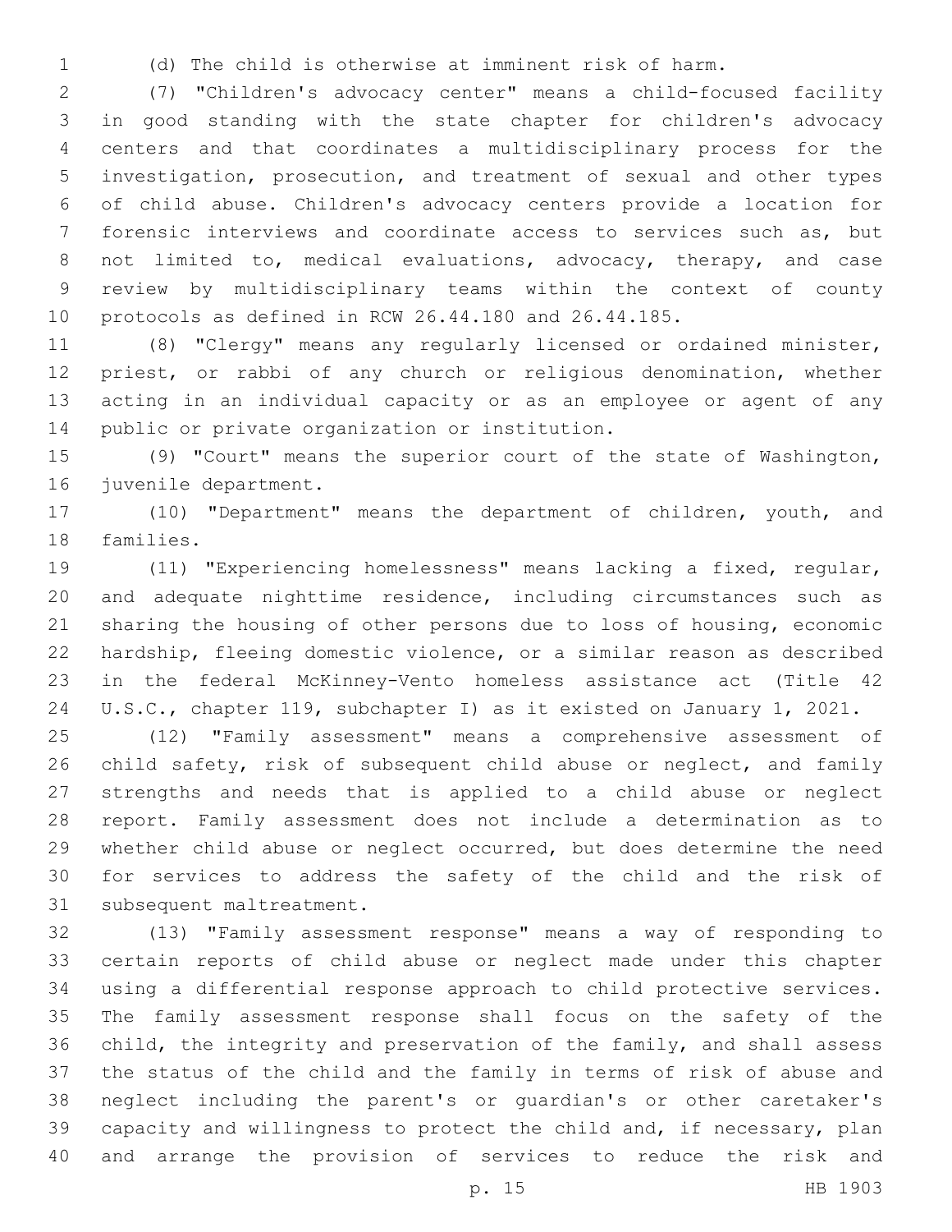(d) The child is otherwise at imminent risk of harm.

(7) "Children's advocacy center" means a child-focused facility in good standing with the state chapter for children's advocacy centers and that coordinates a multidisciplinary process for the investigation, prosecution, and treatment of sexual and other types of child abuse. Children's advocacy centers provide a location for forensic interviews and coordinate access to services such as, but not limited to, medical evaluations, advocacy, therapy, and case review by multidisciplinary teams within the context of county protocols as defined in RCW 26.44.180 and 26.44.185.

(8) "Clergy" means any regularly licensed or ordained minister, priest, or rabbi of any church or religious denomination, whether acting in an individual capacity or as an employee or agent of any public or private organization or institution.

(9) "Court" means the superior court of the state of Washington, juvenile department.

(10) "Department" means the department of children, youth, and families.

(11) "Experiencing homelessness" means lacking a fixed, regular, and adequate nighttime residence, including circumstances such as sharing the housing of other persons due to loss of housing, economic hardship, fleeing domestic violence, or a similar reason as described in the federal McKinney-Vento homeless assistance act (Title 42 U.S.C., chapter 119, subchapter I) as it existed on January 1, 2021.

(12) "Family assessment" means a comprehensive assessment of child safety, risk of subsequent child abuse or neglect, and family strengths and needs that is applied to a child abuse or neglect report. Family assessment does not include a determination as to whether child abuse or neglect occurred, but does determine the need for services to address the safety of the child and the risk of subsequent maltreatment.

(13) "Family assessment response" means a way of responding to certain reports of child abuse or neglect made under this chapter using a differential response approach to child protective services. The family assessment response shall focus on the safety of the child, the integrity and preservation of the family, and shall assess the status of the child and the family in terms of risk of abuse and neglect including the parent's or guardian's or other caretaker's capacity and willingness to protect the child and, if necessary, plan and arrange the provision of services to reduce the risk and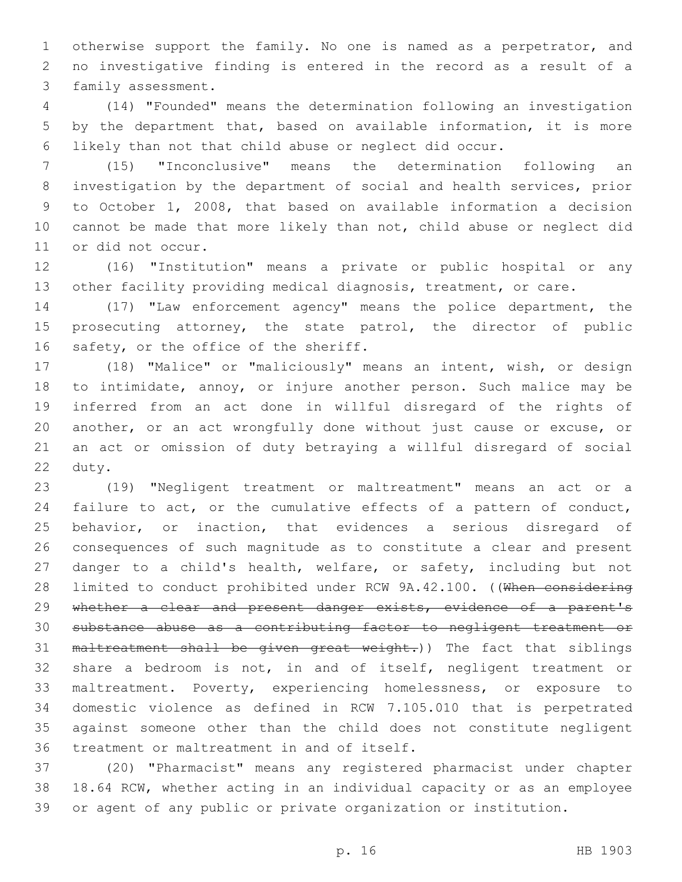otherwise support the family. No one is named as a perpetrator, and no investigative finding is entered in the record as a result of a family assessment.

(14) "Founded" means the determination following an investigation by the department that, based on available information, it is more likely than not that child abuse or neglect did occur.

(15) "Inconclusive" means the determination following an investigation by the department of social and health services, prior to October 1, 2008, that based on available information a decision cannot be made that more likely than not, child abuse or neglect did or did not occur.

(16) "Institution" means a private or public hospital or any other facility providing medical diagnosis, treatment, or care.

(17) "Law enforcement agency" means the police department, the prosecuting attorney, the state patrol, the director of public safety, or the office of the sheriff.

(18) "Malice" or "maliciously" means an intent, wish, or design to intimidate, annoy, or injure another person. Such malice may be inferred from an act done in willful disregard of the rights of another, or an act wrongfully done without just cause or excuse, or an act or omission of duty betraying a willful disregard of social duty.

(19) "Negligent treatment or maltreatment" means an act or a failure to act, or the cumulative effects of a pattern of conduct, behavior, or inaction, that evidences a serious disregard of consequences of such magnitude as to constitute a clear and present danger to a child's health, welfare, or safety, including but not limited to conduct prohibited under RCW 9A.42.100. ((~~When considering whether a clear and present danger exists, evidence of a parent's substance abuse as a contributing factor to negligent treatment or maltreatment shall be given great weight.~~)) The fact that siblings share a bedroom is not, in and of itself, negligent treatment or maltreatment. Poverty, experiencing homelessness, or exposure to domestic violence as defined in RCW 7.105.010 that is perpetrated against someone other than the child does not constitute negligent treatment or maltreatment in and of itself.

(20) "Pharmacist" means any registered pharmacist under chapter 18.64 RCW, whether acting in an individual capacity or as an employee or agent of any public or private organization or institution.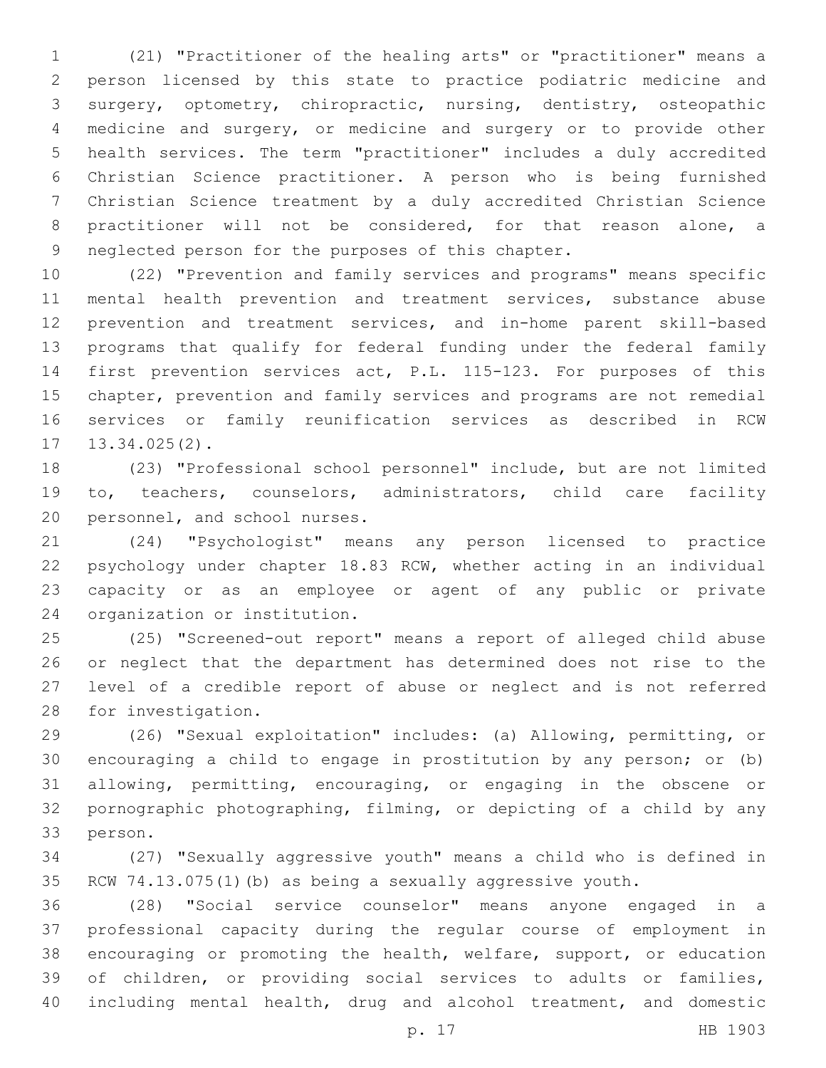(21) "Practitioner of the healing arts" or "practitioner" means a person licensed by this state to practice podiatric medicine and surgery, optometry, chiropractic, nursing, dentistry, osteopathic medicine and surgery, or medicine and surgery or to provide other health services. The term "practitioner" includes a duly accredited Christian Science practitioner. A person who is being furnished Christian Science treatment by a duly accredited Christian Science practitioner will not be considered, for that reason alone, a neglected person for the purposes of this chapter.

(22) "Prevention and family services and programs" means specific mental health prevention and treatment services, substance abuse prevention and treatment services, and in-home parent skill-based programs that qualify for federal funding under the federal family first prevention services act, P.L. 115-123. For purposes of this chapter, prevention and family services and programs are not remedial services or family reunification services as described in RCW 13.34.025(2).

(23) "Professional school personnel" include, but are not limited to, teachers, counselors, administrators, child care facility personnel, and school nurses.

(24) "Psychologist" means any person licensed to practice psychology under chapter 18.83 RCW, whether acting in an individual capacity or as an employee or agent of any public or private organization or institution.

(25) "Screened-out report" means a report of alleged child abuse or neglect that the department has determined does not rise to the level of a credible report of abuse or neglect and is not referred for investigation.

(26) "Sexual exploitation" includes: (a) Allowing, permitting, or encouraging a child to engage in prostitution by any person; or (b) allowing, permitting, encouraging, or engaging in the obscene or pornographic photographing, filming, or depicting of a child by any person.

(27) "Sexually aggressive youth" means a child who is defined in RCW 74.13.075(1)(b) as being a sexually aggressive youth.

(28) "Social service counselor" means anyone engaged in a professional capacity during the regular course of employment in encouraging or promoting the health, welfare, support, or education of children, or providing social services to adults or families, including mental health, drug and alcohol treatment, and domestic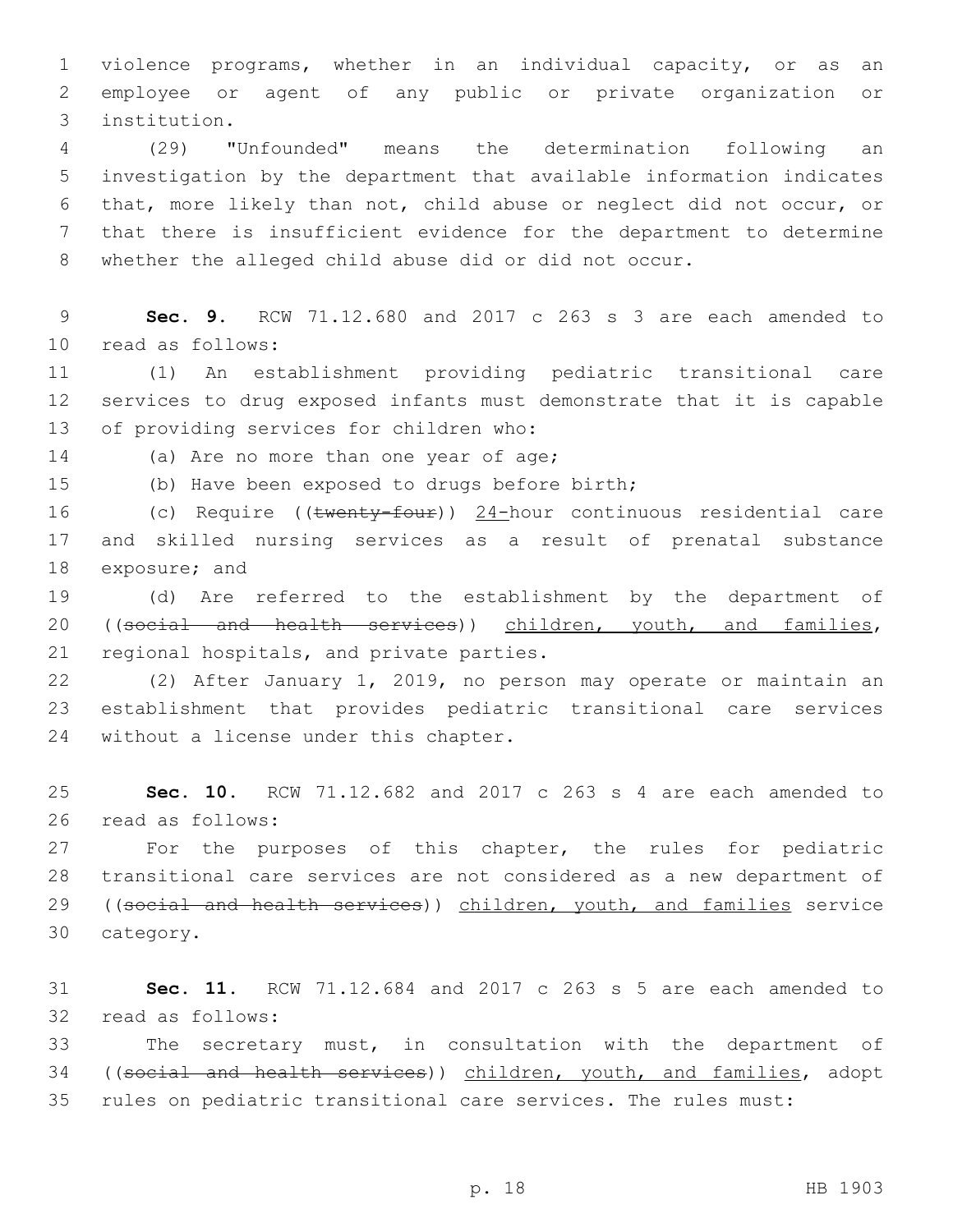violence programs, whether in an individual capacity, or as an employee or agent of any public or private organization or institution.

(29) "Unfounded" means the determination following an investigation by the department that available information indicates that, more likely than not, child abuse or neglect did not occur, or that there is insufficient evidence for the department to determine whether the alleged child abuse did or did not occur.

**Sec. 9.** RCW 71.12.680 and 2017 c 263 s 3 are each amended to read as follows:

(1) An establishment providing pediatric transitional care services to drug exposed infants must demonstrate that it is capable of providing services for children who:

(a) Are no more than one year of age;

(b) Have been exposed to drugs before birth;

(c) Require ((~~twenty-four~~)) <u>24-</u>hour continuous residential care and skilled nursing services as a result of prenatal substance exposure; and

(d) Are referred to the establishment by the department of ((~~social and health services~~)) <u>children, youth, and families</u>, regional hospitals, and private parties.

(2) After January 1, 2019, no person may operate or maintain an establishment that provides pediatric transitional care services without a license under this chapter.

**Sec. 10.** RCW 71.12.682 and 2017 c 263 s 4 are each amended to read as follows:

For the purposes of this chapter, the rules for pediatric transitional care services are not considered as a new department of ((~~social and health services~~)) <u>children, youth, and families</u> service category.

**Sec. 11.** RCW 71.12.684 and 2017 c 263 s 5 are each amended to read as follows:

The secretary must, in consultation with the department of ((~~social and health services~~)) <u>children, youth, and families</u>, adopt rules on pediatric transitional care services. The rules must: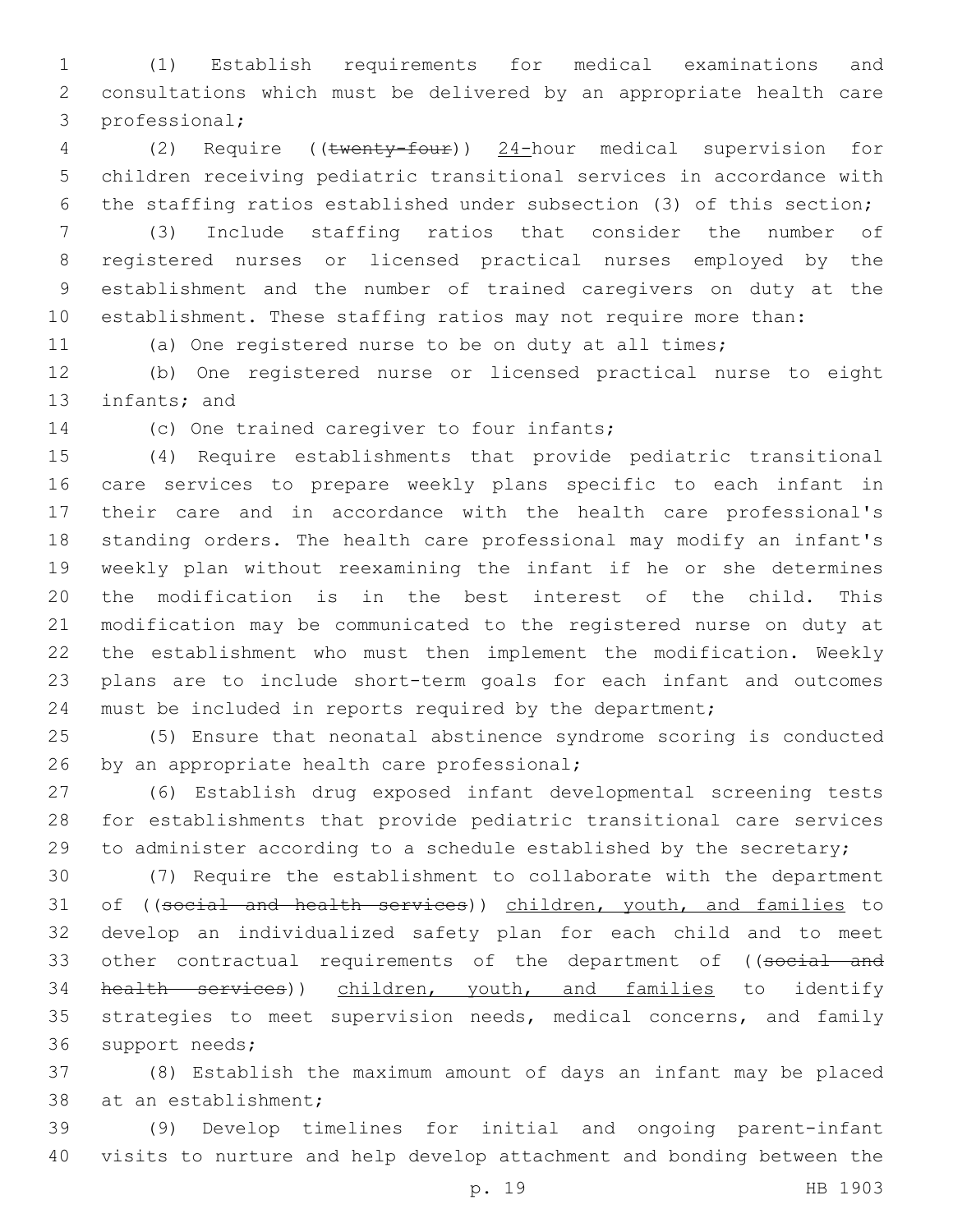(1) Establish requirements for medical examinations and consultations which must be delivered by an appropriate health care professional;

(2) Require ((~~twenty-four~~)) 24-hour medical supervision for children receiving pediatric transitional services in accordance with the staffing ratios established under subsection (3) of this section;

(3) Include staffing ratios that consider the number of registered nurses or licensed practical nurses employed by the establishment and the number of trained caregivers on duty at the establishment. These staffing ratios may not require more than:

(a) One registered nurse to be on duty at all times;

(b) One registered nurse or licensed practical nurse to eight infants; and

(c) One trained caregiver to four infants;

(4) Require establishments that provide pediatric transitional care services to prepare weekly plans specific to each infant in their care and in accordance with the health care professional's standing orders. The health care professional may modify an infant's weekly plan without reexamining the infant if he or she determines the modification is in the best interest of the child. This modification may be communicated to the registered nurse on duty at the establishment who must then implement the modification. Weekly plans are to include short-term goals for each infant and outcomes must be included in reports required by the department;

(5) Ensure that neonatal abstinence syndrome scoring is conducted by an appropriate health care professional;

(6) Establish drug exposed infant developmental screening tests for establishments that provide pediatric transitional care services to administer according to a schedule established by the secretary;

(7) Require the establishment to collaborate with the department of ((~~social and health services~~)) children, youth, and families to develop an individualized safety plan for each child and to meet other contractual requirements of the department of ((~~social and health services~~)) children, youth, and families to identify strategies to meet supervision needs, medical concerns, and family support needs;

(8) Establish the maximum amount of days an infant may be placed at an establishment;

(9) Develop timelines for initial and ongoing parent-infant visits to nurture and help develop attachment and bonding between the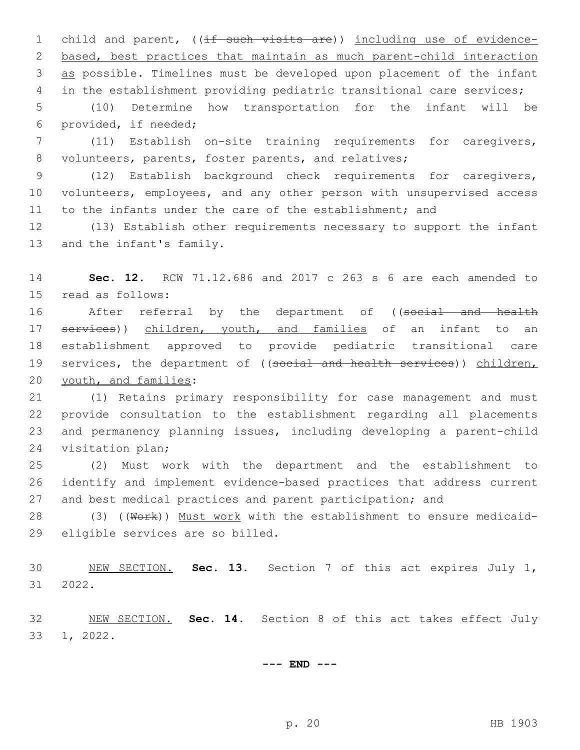child and parent, ((~~if such visits are~~)) including use of evidence-based, best practices that maintain as much parent-child interaction as possible. Timelines must be developed upon placement of the infant in the establishment providing pediatric transitional care services;

(10) Determine how transportation for the infant will be provided, if needed;

(11) Establish on-site training requirements for caregivers, volunteers, parents, foster parents, and relatives;

(12) Establish background check requirements for caregivers, volunteers, employees, and any other person with unsupervised access to the infants under the care of the establishment; and

(13) Establish other requirements necessary to support the infant and the infant's family.

**Sec. 12.** RCW 71.12.686 and 2017 c 263 s 6 are each amended to read as follows:

After referral by the department of ((~~social and health services~~)) children, youth, and families of an infant to an establishment approved to provide pediatric transitional care services, the department of ((~~social and health services~~)) children, youth, and families:

(1) Retains primary responsibility for case management and must provide consultation to the establishment regarding all placements and permanency planning issues, including developing a parent-child visitation plan;

(2) Must work with the department and the establishment to identify and implement evidence-based practices that address current and best medical practices and parent participation; and

(3) ((~~Work~~)) Must work with the establishment to ensure medicaid-eligible services are so billed.

NEW SECTION. **Sec. 13.** Section 7 of this act expires July 1, 2022.

NEW SECTION. **Sec. 14.** Section 8 of this act takes effect July 1, 2022.

**--- END ---**